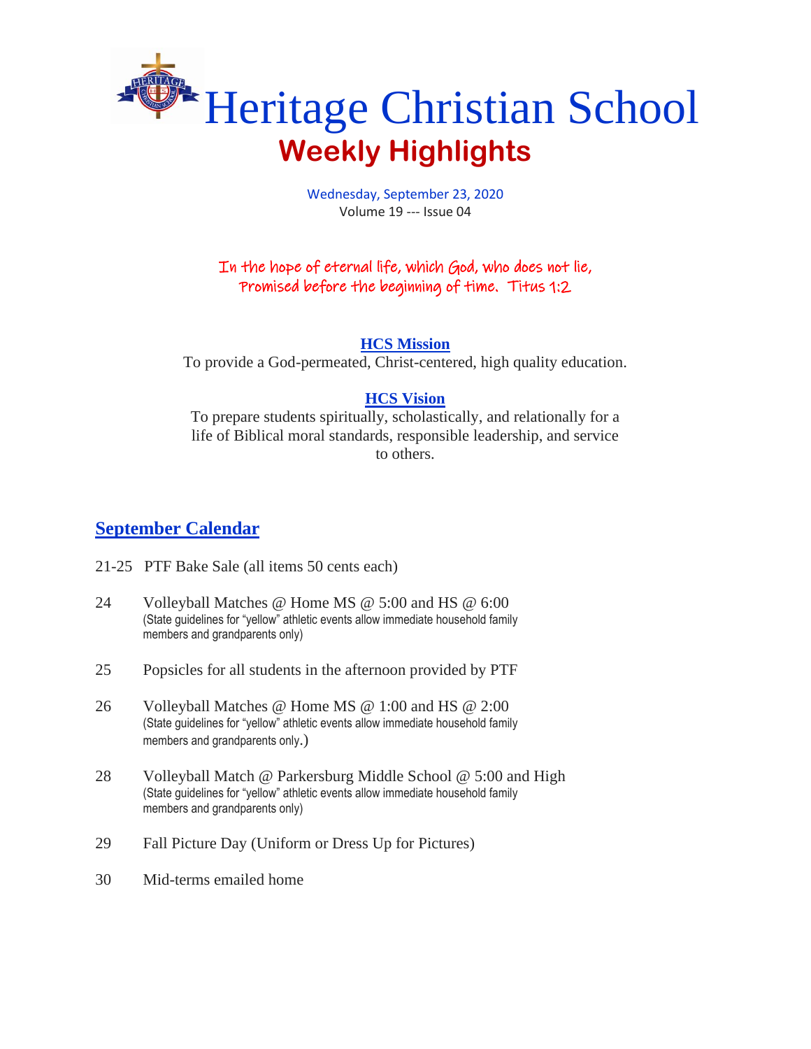# Heritage Christian School
## Weekly Highlights

Wednesday, September 23, 2020
Volume 19 --- Issue 04

In the hope of eternal life, which God, who does not lie, Promised before the beginning of time. Titus 1:2

**HCS Mission**

To provide a God-permeated, Christ-centered, high quality education.

**HCS Vision**

To prepare students spiritually, scholastically, and relationally for a life of Biblical moral standards, responsible leadership, and service to others.

## September Calendar

21-25 PTF Bake Sale (all items 50 cents each)

24 Volleyball Matches @ Home MS @ 5:00 and HS @ 6:00
(State guidelines for "yellow" athletic events allow immediate household family members and grandparents only)

25 Popsicles for all students in the afternoon provided by PTF

26 Volleyball Matches @ Home MS @ 1:00 and HS @ 2:00
(State guidelines for "yellow" athletic events allow immediate household family members and grandparents only.)

28 Volleyball Match @ Parkersburg Middle School @ 5:00 and High
(State guidelines for "yellow" athletic events allow immediate household family members and grandparents only)

29 Fall Picture Day (Uniform or Dress Up for Pictures)

30 Mid-terms emailed home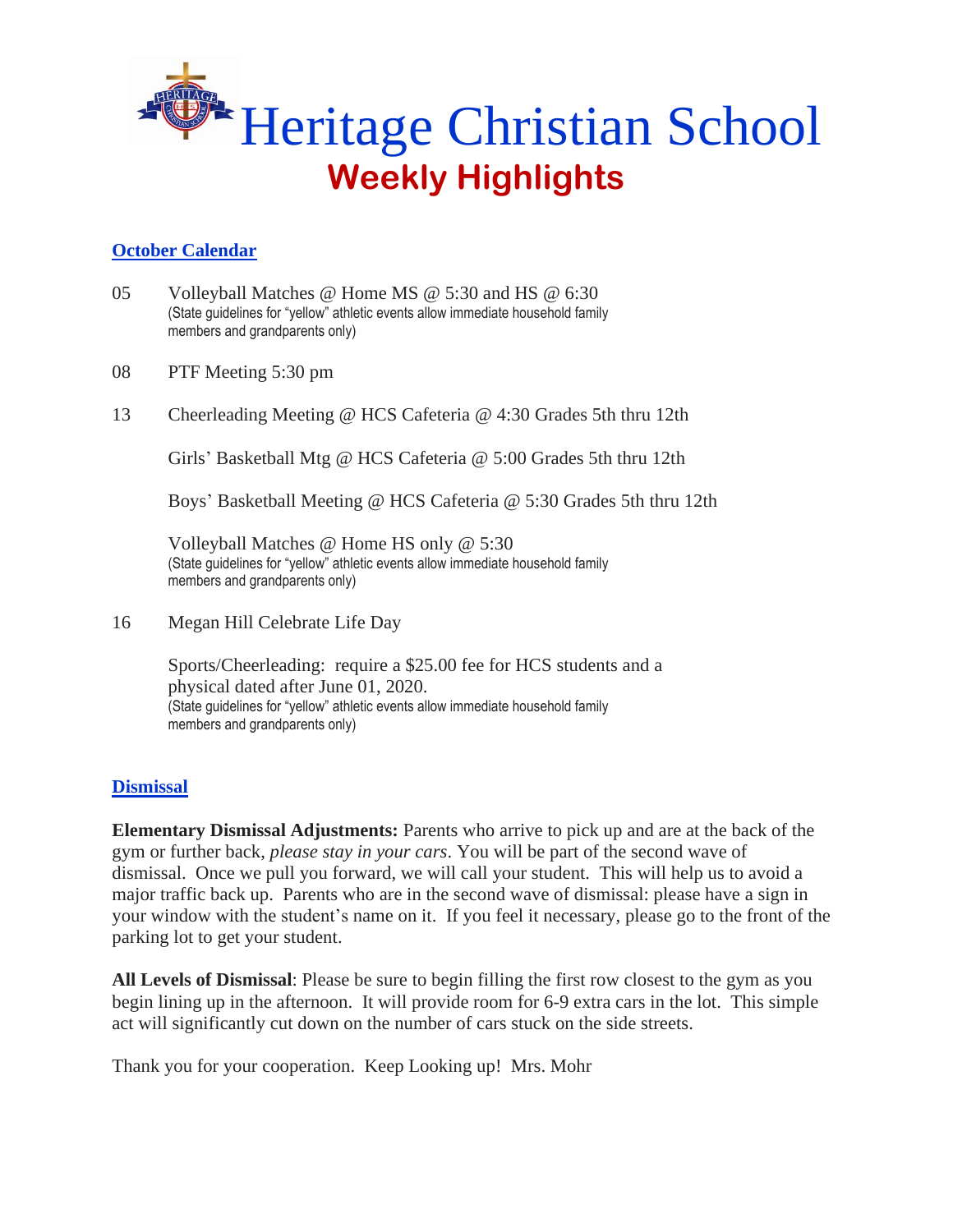# Heritage Christian School

## Weekly Highlights

**October Calendar**

05 Volleyball Matches @ Home MS @ 5:30 and HS @ 6:30
(State guidelines for "yellow" athletic events allow immediate household family members and grandparents only)

08 PTF Meeting 5:30 pm

13 Cheerleading Meeting @ HCS Cafeteria @ 4:30 Grades 5th thru 12th

Girls' Basketball Mtg @ HCS Cafeteria @ 5:00 Grades 5th thru 12th

Boys' Basketball Meeting @ HCS Cafeteria @ 5:30 Grades 5th thru 12th

Volleyball Matches @ Home HS only @ 5:30
(State guidelines for "yellow" athletic events allow immediate household family members and grandparents only)

16 Megan Hill Celebrate Life Day

Sports/Cheerleading: require a $25.00 fee for HCS students and a physical dated after June 01, 2020.
(State guidelines for "yellow" athletic events allow immediate household family members and grandparents only)

**Dismissal**

**Elementary Dismissal Adjustments:** Parents who arrive to pick up and are at the back of the gym or further back, *please stay in your cars*. You will be part of the second wave of dismissal. Once we pull you forward, we will call your student. This will help us to avoid a major traffic back up. Parents who are in the second wave of dismissal: please have a sign in your window with the student's name on it. If you feel it necessary, please go to the front of the parking lot to get your student.

**All Levels of Dismissal**: Please be sure to begin filling the first row closest to the gym as you begin lining up in the afternoon. It will provide room for 6-9 extra cars in the lot. This simple act will significantly cut down on the number of cars stuck on the side streets.

Thank you for your cooperation. Keep Looking up! Mrs. Mohr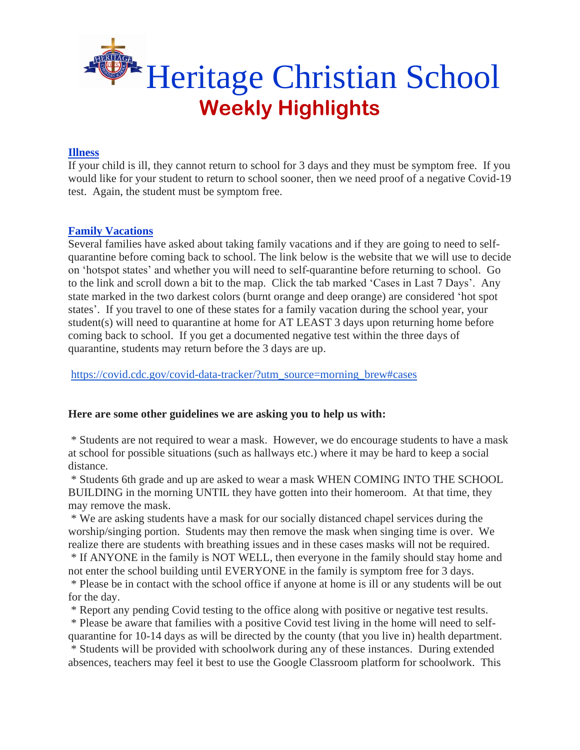# Heritage Christian School

## Weekly Highlights

**Illness**

If your child is ill, they cannot return to school for 3 days and they must be symptom free. If you would like for your student to return to school sooner, then we need proof of a negative Covid-19 test. Again, the student must be symptom free.

**Family Vacations**

Several families have asked about taking family vacations and if they are going to need to self-quarantine before coming back to school. The link below is the website that we will use to decide on 'hotspot states' and whether you will need to self-quarantine before returning to school. Go to the link and scroll down a bit to the map. Click the tab marked 'Cases in Last 7 Days'. Any state marked in the two darkest colors (burnt orange and deep orange) are considered 'hot spot states'. If you travel to one of these states for a family vacation during the school year, your student(s) will need to quarantine at home for AT LEAST 3 days upon returning home before coming back to school. If you get a documented negative test within the three days of quarantine, students may return before the 3 days are up.

https://covid.cdc.gov/covid-data-tracker/?utm_source=morning_brew#cases

**Here are some other guidelines we are asking you to help us with:**

* Students are not required to wear a mask. However, we do encourage students to have a mask at school for possible situations (such as hallways etc.) where it may be hard to keep a social distance.
* Students 6th grade and up are asked to wear a mask WHEN COMING INTO THE SCHOOL BUILDING in the morning UNTIL they have gotten into their homeroom. At that time, they may remove the mask.
* We are asking students have a mask for our socially distanced chapel services during the worship/singing portion. Students may then remove the mask when singing time is over. We realize there are students with breathing issues and in these cases masks will not be required.
* If ANYONE in the family is NOT WELL, then everyone in the family should stay home and not enter the school building until EVERYONE in the family is symptom free for 3 days.
* Please be in contact with the school office if anyone at home is ill or any students will be out for the day.
* Report any pending Covid testing to the office along with positive or negative test results.
* Please be aware that families with a positive Covid test living in the home will need to self-quarantine for 10-14 days as will be directed by the county (that you live in) health department.
* Students will be provided with schoolwork during any of these instances. During extended absences, teachers may feel it best to use the Google Classroom platform for schoolwork. This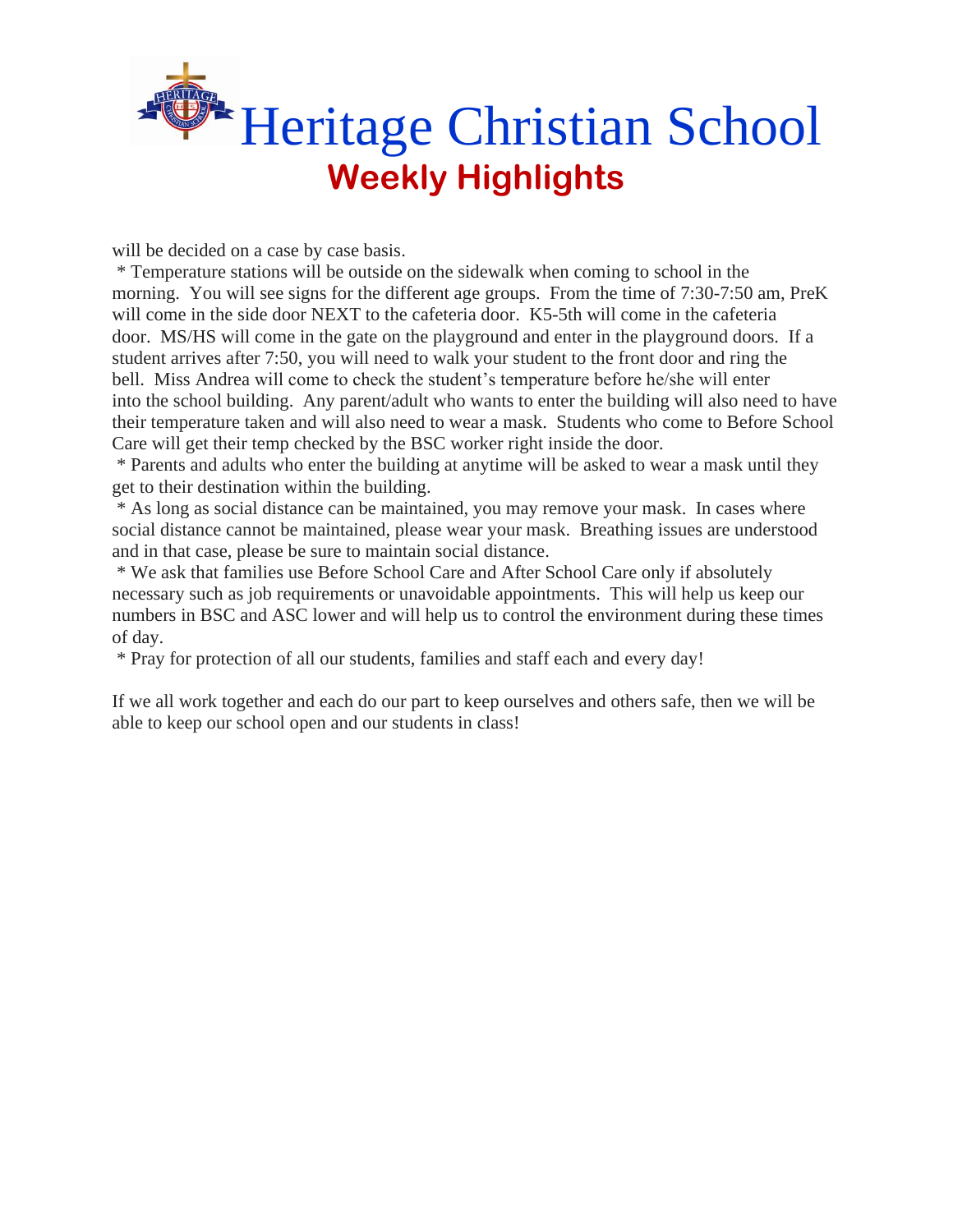will be decided on a case by case basis.

* Temperature stations will be outside on the sidewalk when coming to school in the morning. You will see signs for the different age groups. From the time of 7:30-7:50 am, PreK will come in the side door NEXT to the cafeteria door. K5-5th will come in the cafeteria door. MS/HS will come in the gate on the playground and enter in the playground doors. If a student arrives after 7:50, you will need to walk your student to the front door and ring the bell. Miss Andrea will come to check the student's temperature before he/she will enter into the school building. Any parent/adult who wants to enter the building will also need to have their temperature taken and will also need to wear a mask. Students who come to Before School Care will get their temp checked by the BSC worker right inside the door.
* Parents and adults who enter the building at anytime will be asked to wear a mask until they get to their destination within the building.
* As long as social distance can be maintained, you may remove your mask. In cases where social distance cannot be maintained, please wear your mask. Breathing issues are understood and in that case, please be sure to maintain social distance.
* We ask that families use Before School Care and After School Care only if absolutely necessary such as job requirements or unavoidable appointments. This will help us keep our numbers in BSC and ASC lower and will help us to control the environment during these times of day.
* Pray for protection of all our students, families and staff each and every day!

If we all work together and each do our part to keep ourselves and others safe, then we will be able to keep our school open and our students in class!